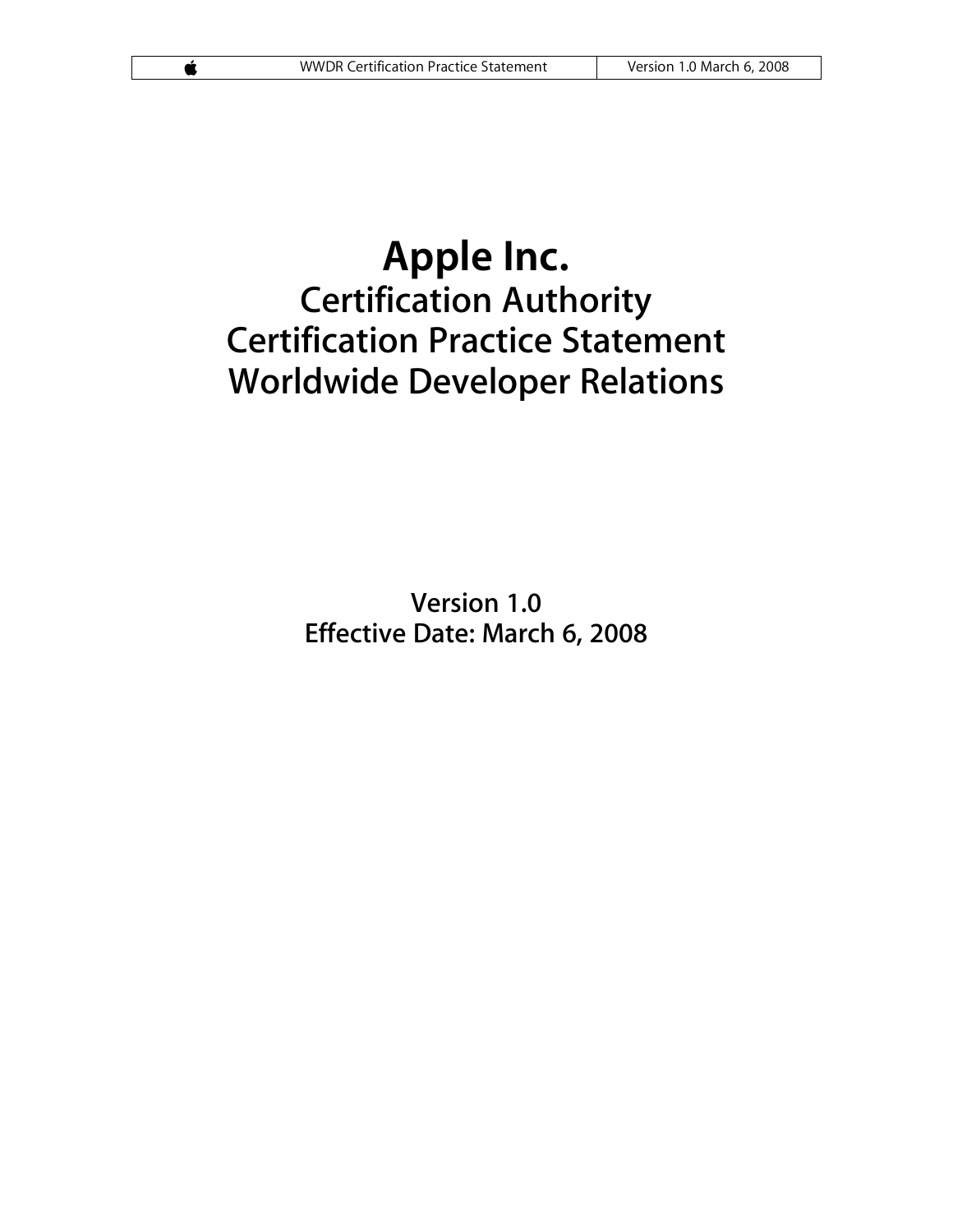# Apple Inc.

## Certification Authority
## Certification Practice Statement
## Worldwide Developer Relations

**Version 1.0**
**Effective Date: March 6, 2008**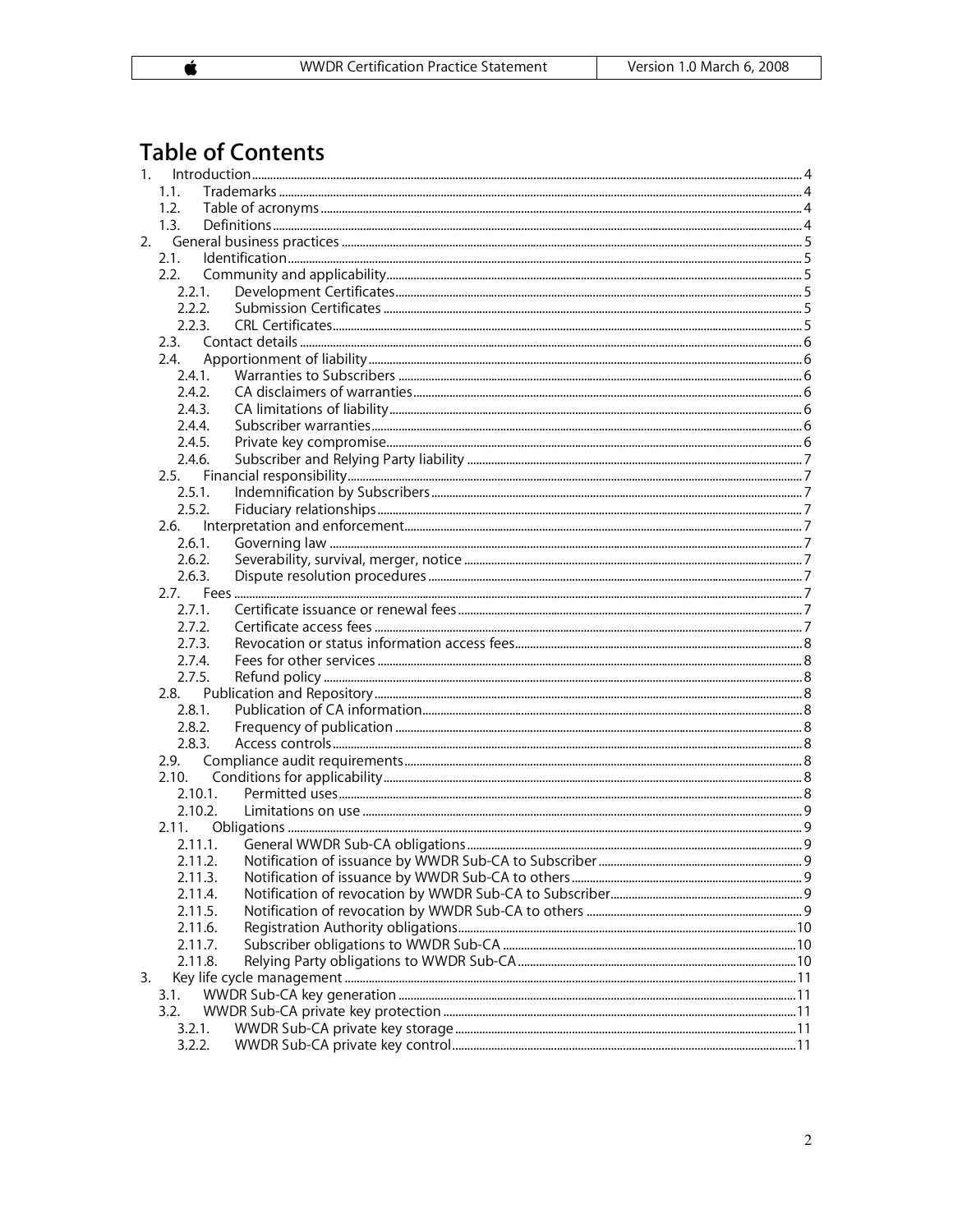# Table of Contents

1. Introduction ... 4
   - 1.1. Trademarks ... 4
   - 1.2. Table of acronyms ... 4
   - 1.3. Definitions ... 4
2. General business practices ... 5
   - 2.1. Identification ... 5
   - 2.2. Community and applicability ... 5
     - 2.2.1. Development Certificates ... 5
     - 2.2.2. Submission Certificates ... 5
     - 2.2.3. CRL Certificates ... 5
   - 2.3. Contact details ... 6
   - 2.4. Apportionment of liability ... 6
     - 2.4.1. Warranties to Subscribers ... 6
     - 2.4.2. CA disclaimers of warranties ... 6
     - 2.4.3. CA limitations of liability ... 6
     - 2.4.4. Subscriber warranties ... 6
     - 2.4.5. Private key compromise ... 6
     - 2.4.6. Subscriber and Relying Party liability ... 7
   - 2.5. Financial responsibility ... 7
     - 2.5.1. Indemnification by Subscribers ... 7
     - 2.5.2. Fiduciary relationships ... 7
   - 2.6. Interpretation and enforcement ... 7
     - 2.6.1. Governing law ... 7
     - 2.6.2. Severability, survival, merger, notice ... 7
     - 2.6.3. Dispute resolution procedures ... 7
   - 2.7. Fees ... 7
     - 2.7.1. Certificate issuance or renewal fees ... 7
     - 2.7.2. Certificate access fees ... 7
     - 2.7.3. Revocation or status information access fees ... 8
     - 2.7.4. Fees for other services ... 8
     - 2.7.5. Refund policy ... 8
   - 2.8. Publication and Repository ... 8
     - 2.8.1. Publication of CA information ... 8
     - 2.8.2. Frequency of publication ... 8
     - 2.8.3. Access controls ... 8
   - 2.9. Compliance audit requirements ... 8
   - 2.10. Conditions for applicability ... 8
     - 2.10.1. Permitted uses ... 8
     - 2.10.2. Limitations on use ... 9
   - 2.11. Obligations ... 9
     - 2.11.1. General WWDR Sub-CA obligations ... 9
     - 2.11.2. Notification of issuance by WWDR Sub-CA to Subscriber ... 9
     - 2.11.3. Notification of issuance by WWDR Sub-CA to others ... 9
     - 2.11.4. Notification of revocation by WWDR Sub-CA to Subscriber ... 9
     - 2.11.5. Notification of revocation by WWDR Sub-CA to others ... 9
     - 2.11.6. Registration Authority obligations ... 10
     - 2.11.7. Subscriber obligations to WWDR Sub-CA ... 10
     - 2.11.8. Relying Party obligations to WWDR Sub-CA ... 10
3. Key life cycle management ... 11
   - 3.1. WWDR Sub-CA key generation ... 11
   - 3.2. WWDR Sub-CA private key protection ... 11
     - 3.2.1. WWDR Sub-CA private key storage ... 11
     - 3.2.2. WWDR Sub-CA private key control ... 11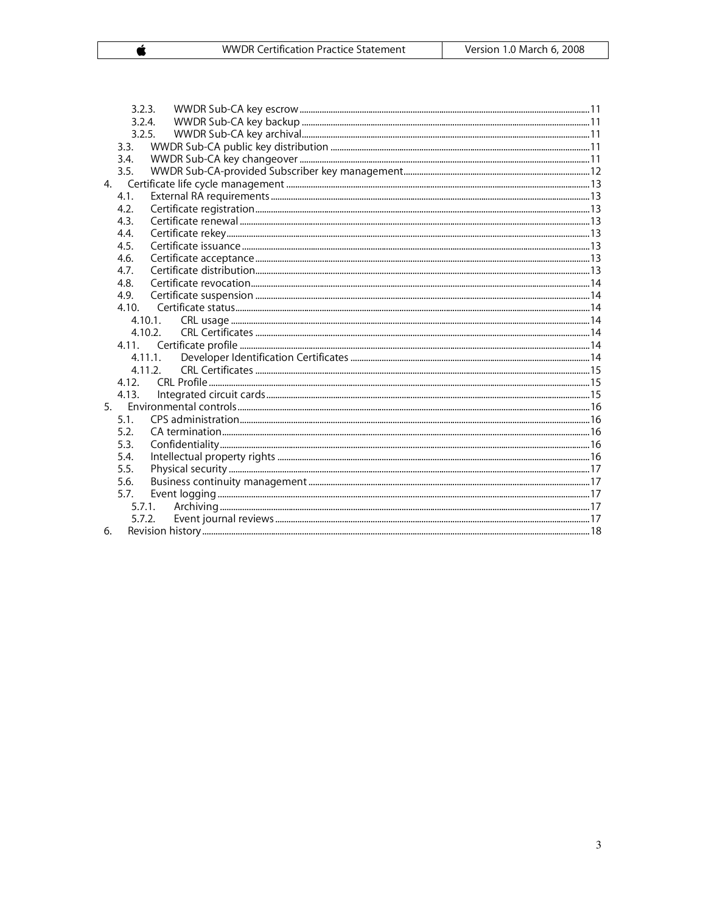- 3.2.3. WWDR Sub-CA key escrow ..... 11
- 3.2.4. WWDR Sub-CA key backup ..... 11
- 3.2.5. WWDR Sub-CA key archival ..... 11
- 3.3. WWDR Sub-CA public key distribution ..... 11
- 3.4. WWDR Sub-CA key changeover ..... 11
- 3.5. WWDR Sub-CA-provided Subscriber key management ..... 12

4. Certificate life cycle management ..... 13
   - 4.1. External RA requirements ..... 13
   - 4.2. Certificate registration ..... 13
   - 4.3. Certificate renewal ..... 13
   - 4.4. Certificate rekey ..... 13
   - 4.5. Certificate issuance ..... 13
   - 4.6. Certificate acceptance ..... 13
   - 4.7. Certificate distribution ..... 13
   - 4.8. Certificate revocation ..... 14
   - 4.9. Certificate suspension ..... 14
   - 4.10. Certificate status ..... 14
     - 4.10.1. CRL usage ..... 14
     - 4.10.2. CRL Certificates ..... 14
   - 4.11. Certificate profile ..... 14
     - 4.11.1. Developer Identification Certificates ..... 14
     - 4.11.2. CRL Certificates ..... 15
   - 4.12. CRL Profile ..... 15
   - 4.13. Integrated circuit cards ..... 15
5. Environmental controls ..... 16
   - 5.1. CPS administration ..... 16
   - 5.2. CA termination ..... 16
   - 5.3. Confidentiality ..... 16
   - 5.4. Intellectual property rights ..... 16
   - 5.5. Physical security ..... 17
   - 5.6. Business continuity management ..... 17
   - 5.7. Event logging ..... 17
     - 5.7.1. Archiving ..... 17
     - 5.7.2. Event journal reviews ..... 17
6. Revision history ..... 18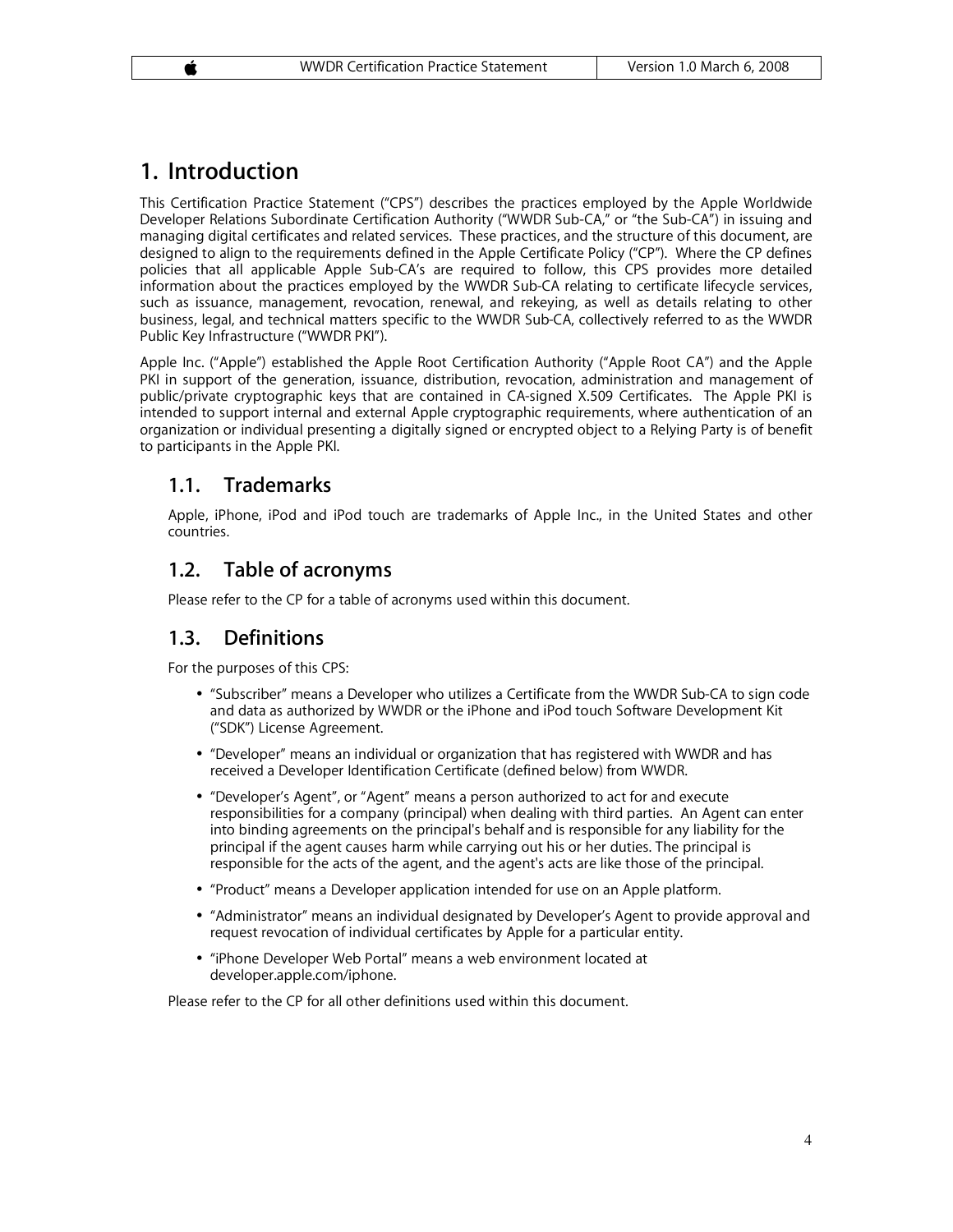# 1. Introduction

This Certification Practice Statement ("CPS") describes the practices employed by the Apple Worldwide Developer Relations Subordinate Certification Authority ("WWDR Sub-CA," or "the Sub-CA") in issuing and managing digital certificates and related services. These practices, and the structure of this document, are designed to align to the requirements defined in the Apple Certificate Policy ("CP"). Where the CP defines policies that all applicable Apple Sub-CA's are required to follow, this CPS provides more detailed information about the practices employed by the WWDR Sub-CA relating to certificate lifecycle services, such as issuance, management, revocation, renewal, and rekeying, as well as details relating to other business, legal, and technical matters specific to the WWDR Sub-CA, collectively referred to as the WWDR Public Key Infrastructure ("WWDR PKI").

Apple Inc. ("Apple") established the Apple Root Certification Authority ("Apple Root CA") and the Apple PKI in support of the generation, issuance, distribution, revocation, administration and management of public/private cryptographic keys that are contained in CA-signed X.509 Certificates. The Apple PKI is intended to support internal and external Apple cryptographic requirements, where authentication of an organization or individual presenting a digitally signed or encrypted object to a Relying Party is of benefit to participants in the Apple PKI.

## 1.1. Trademarks

Apple, iPhone, iPod and iPod touch are trademarks of Apple Inc., in the United States and other countries.

## 1.2. Table of acronyms

Please refer to the CP for a table of acronyms used within this document.

## 1.3. Definitions

For the purposes of this CPS:

- "Subscriber" means a Developer who utilizes a Certificate from the WWDR Sub-CA to sign code and data as authorized by WWDR or the iPhone and iPod touch Software Development Kit ("SDK") License Agreement.
- "Developer" means an individual or organization that has registered with WWDR and has received a Developer Identification Certificate (defined below) from WWDR.
- "Developer's Agent", or "Agent" means a person authorized to act for and execute responsibilities for a company (principal) when dealing with third parties. An Agent can enter into binding agreements on the principal's behalf and is responsible for any liability for the principal if the agent causes harm while carrying out his or her duties. The principal is responsible for the acts of the agent, and the agent's acts are like those of the principal.
- "Product" means a Developer application intended for use on an Apple platform.
- "Administrator" means an individual designated by Developer's Agent to provide approval and request revocation of individual certificates by Apple for a particular entity.
- "iPhone Developer Web Portal" means a web environment located at developer.apple.com/iphone.

Please refer to the CP for all other definitions used within this document.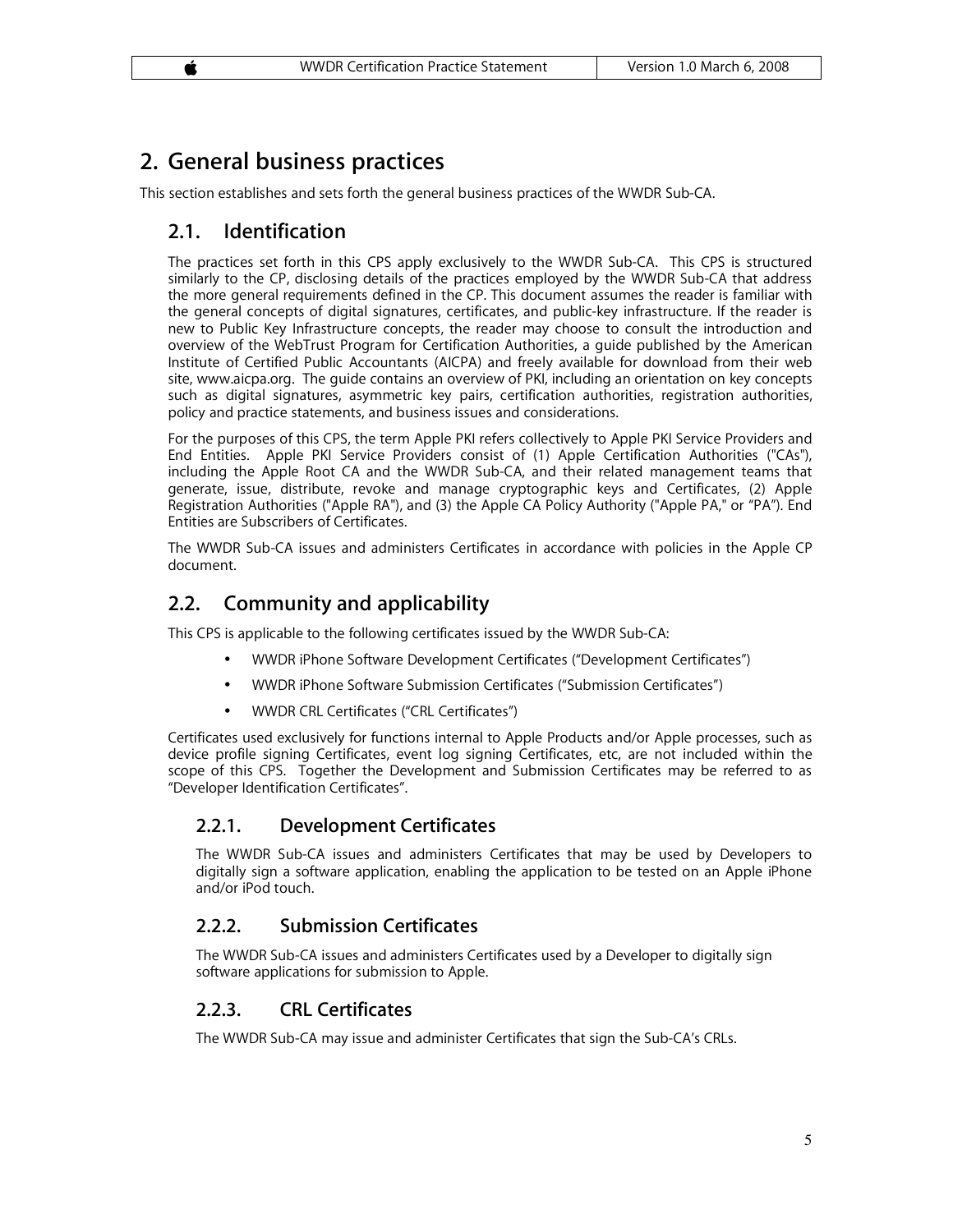# 2. General business practices

This section establishes and sets forth the general business practices of the WWDR Sub-CA.

## 2.1. Identification

The practices set forth in this CPS apply exclusively to the WWDR Sub-CA. This CPS is structured similarly to the CP, disclosing details of the practices employed by the WWDR Sub-CA that address the more general requirements defined in the CP. This document assumes the reader is familiar with the general concepts of digital signatures, certificates, and public-key infrastructure. If the reader is new to Public Key Infrastructure concepts, the reader may choose to consult the introduction and overview of the WebTrust Program for Certification Authorities, a guide published by the American Institute of Certified Public Accountants (AICPA) and freely available for download from their web site, www.aicpa.org. The guide contains an overview of PKI, including an orientation on key concepts such as digital signatures, asymmetric key pairs, certification authorities, registration authorities, policy and practice statements, and business issues and considerations.

For the purposes of this CPS, the term Apple PKI refers collectively to Apple PKI Service Providers and End Entities. Apple PKI Service Providers consist of (1) Apple Certification Authorities ("CAs"), including the Apple Root CA and the WWDR Sub-CA, and their related management teams that generate, issue, distribute, revoke and manage cryptographic keys and Certificates, (2) Apple Registration Authorities ("Apple RA"), and (3) the Apple CA Policy Authority ("Apple PA," or "PA"). End Entities are Subscribers of Certificates.

The WWDR Sub-CA issues and administers Certificates in accordance with policies in the Apple CP document.

## 2.2. Community and applicability

This CPS is applicable to the following certificates issued by the WWDR Sub-CA:

- WWDR iPhone Software Development Certificates ("Development Certificates")
- WWDR iPhone Software Submission Certificates ("Submission Certificates")
- WWDR CRL Certificates ("CRL Certificates")

Certificates used exclusively for functions internal to Apple Products and/or Apple processes, such as device profile signing Certificates, event log signing Certificates, etc, are not included within the scope of this CPS. Together the Development and Submission Certificates may be referred to as "Developer Identification Certificates".

### 2.2.1. Development Certificates

The WWDR Sub-CA issues and administers Certificates that may be used by Developers to digitally sign a software application, enabling the application to be tested on an Apple iPhone and/or iPod touch.

### 2.2.2. Submission Certificates

The WWDR Sub-CA issues and administers Certificates used by a Developer to digitally sign software applications for submission to Apple.

### 2.2.3. CRL Certificates

The WWDR Sub-CA may issue and administer Certificates that sign the Sub-CA's CRLs.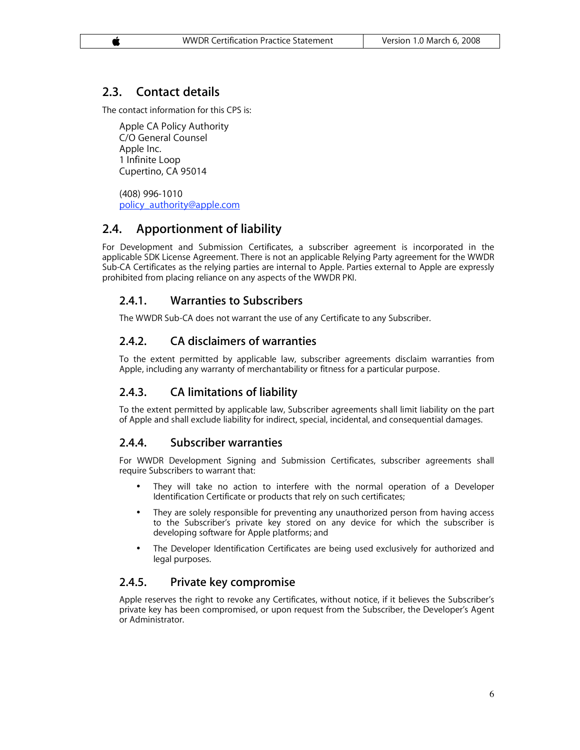## 2.3. Contact details

The contact information for this CPS is:

Apple CA Policy Authority
C/O General Counsel
Apple Inc.
1 Infinite Loop
Cupertino, CA 95014

(408) 996-1010
policy_authority@apple.com

## 2.4. Apportionment of liability

For Development and Submission Certificates, a subscriber agreement is incorporated in the applicable SDK License Agreement. There is not an applicable Relying Party agreement for the WWDR Sub-CA Certificates as the relying parties are internal to Apple. Parties external to Apple are expressly prohibited from placing reliance on any aspects of the WWDR PKI.

### 2.4.1. Warranties to Subscribers

The WWDR Sub-CA does not warrant the use of any Certificate to any Subscriber.

### 2.4.2. CA disclaimers of warranties

To the extent permitted by applicable law, subscriber agreements disclaim warranties from Apple, including any warranty of merchantability or fitness for a particular purpose.

### 2.4.3. CA limitations of liability

To the extent permitted by applicable law, Subscriber agreements shall limit liability on the part of Apple and shall exclude liability for indirect, special, incidental, and consequential damages.

### 2.4.4. Subscriber warranties

For WWDR Development Signing and Submission Certificates, subscriber agreements shall require Subscribers to warrant that:

- They will take no action to interfere with the normal operation of a Developer Identification Certificate or products that rely on such certificates;
- They are solely responsible for preventing any unauthorized person from having access to the Subscriber's private key stored on any device for which the subscriber is developing software for Apple platforms; and
- The Developer Identification Certificates are being used exclusively for authorized and legal purposes.

### 2.4.5. Private key compromise

Apple reserves the right to revoke any Certificates, without notice, if it believes the Subscriber's private key has been compromised, or upon request from the Subscriber, the Developer's Agent or Administrator.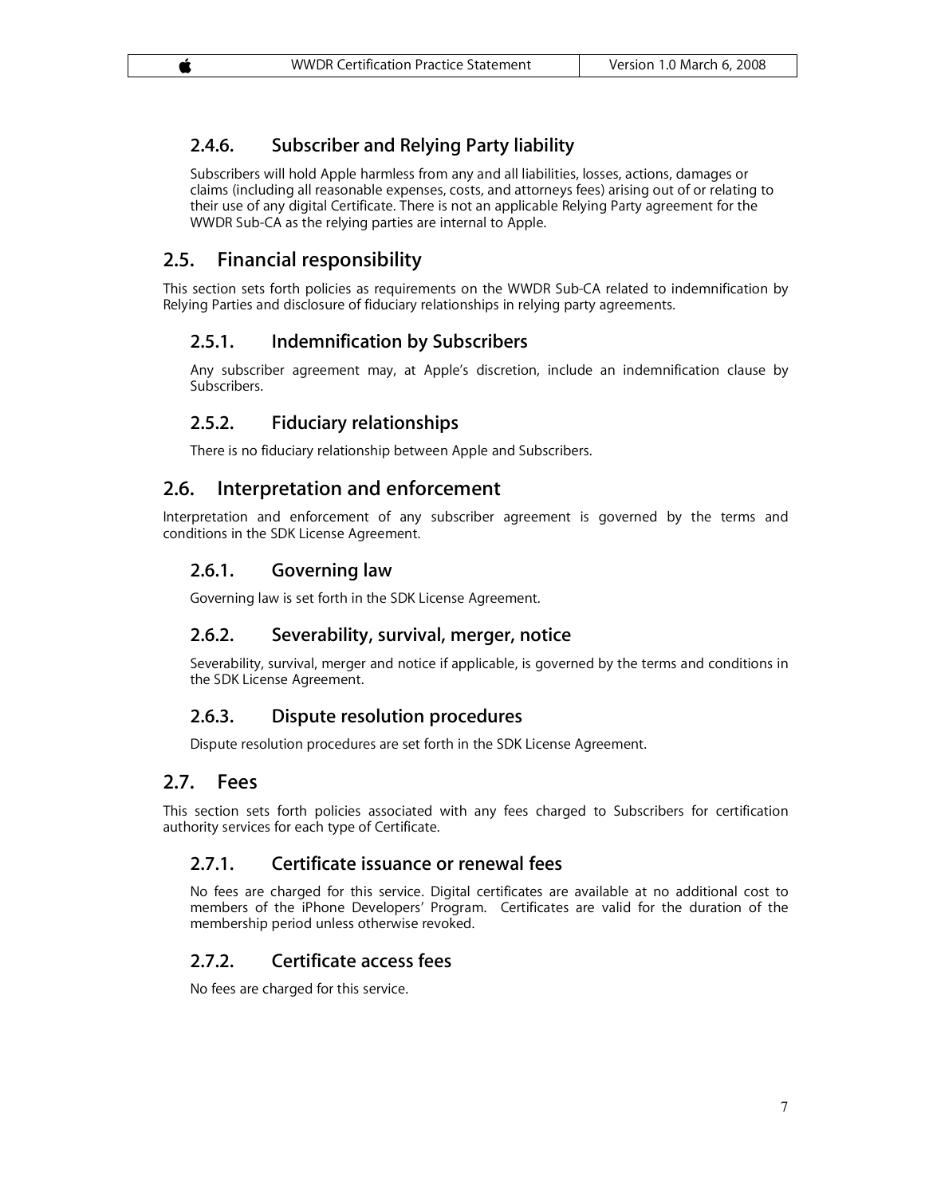### 2.4.6. Subscriber and Relying Party liability

Subscribers will hold Apple harmless from any and all liabilities, losses, actions, damages or claims (including all reasonable expenses, costs, and attorneys fees) arising out of or relating to their use of any digital Certificate. There is not an applicable Relying Party agreement for the WWDR Sub-CA as the relying parties are internal to Apple.

## 2.5. Financial responsibility

This section sets forth policies as requirements on the WWDR Sub-CA related to indemnification by Relying Parties and disclosure of fiduciary relationships in relying party agreements.

### 2.5.1. Indemnification by Subscribers

Any subscriber agreement may, at Apple's discretion, include an indemnification clause by Subscribers.

### 2.5.2. Fiduciary relationships

There is no fiduciary relationship between Apple and Subscribers.

## 2.6. Interpretation and enforcement

Interpretation and enforcement of any subscriber agreement is governed by the terms and conditions in the SDK License Agreement.

### 2.6.1. Governing law

Governing law is set forth in the SDK License Agreement.

### 2.6.2. Severability, survival, merger, notice

Severability, survival, merger and notice if applicable, is governed by the terms and conditions in the SDK License Agreement.

### 2.6.3. Dispute resolution procedures

Dispute resolution procedures are set forth in the SDK License Agreement.

## 2.7. Fees

This section sets forth policies associated with any fees charged to Subscribers for certification authority services for each type of Certificate.

### 2.7.1. Certificate issuance or renewal fees

No fees are charged for this service. Digital certificates are available at no additional cost to members of the iPhone Developers' Program. Certificates are valid for the duration of the membership period unless otherwise revoked.

### 2.7.2. Certificate access fees

No fees are charged for this service.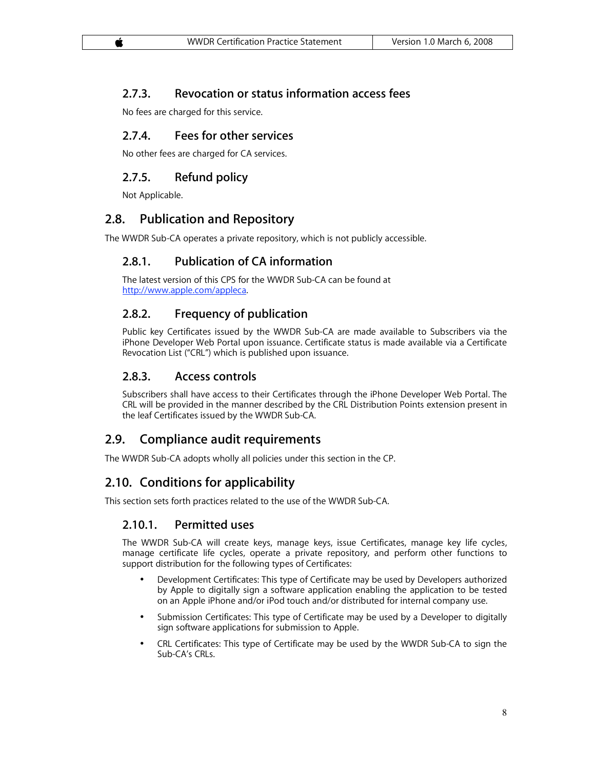### 2.7.3. Revocation or status information access fees

No fees are charged for this service.

### 2.7.4. Fees for other services

No other fees are charged for CA services.

### 2.7.5. Refund policy

Not Applicable.

## 2.8. Publication and Repository

The WWDR Sub-CA operates a private repository, which is not publicly accessible.

### 2.8.1. Publication of CA information

The latest version of this CPS for the WWDR Sub-CA can be found at [http://www.apple.com/appleca](http://www.apple.com/appleca).

### 2.8.2. Frequency of publication

Public key Certificates issued by the WWDR Sub-CA are made available to Subscribers via the iPhone Developer Web Portal upon issuance. Certificate status is made available via a Certificate Revocation List ("CRL") which is published upon issuance.

### 2.8.3. Access controls

Subscribers shall have access to their Certificates through the iPhone Developer Web Portal. The CRL will be provided in the manner described by the CRL Distribution Points extension present in the leaf Certificates issued by the WWDR Sub-CA.

## 2.9. Compliance audit requirements

The WWDR Sub-CA adopts wholly all policies under this section in the CP.

## 2.10. Conditions for applicability

This section sets forth practices related to the use of the WWDR Sub-CA.

### 2.10.1. Permitted uses

The WWDR Sub-CA will create keys, manage keys, issue Certificates, manage key life cycles, manage certificate life cycles, operate a private repository, and perform other functions to support distribution for the following types of Certificates:

- Development Certificates: This type of Certificate may be used by Developers authorized by Apple to digitally sign a software application enabling the application to be tested on an Apple iPhone and/or iPod touch and/or distributed for internal company use.
- Submission Certificates: This type of Certificate may be used by a Developer to digitally sign software applications for submission to Apple.
- CRL Certificates: This type of Certificate may be used by the WWDR Sub-CA to sign the Sub-CA's CRLs.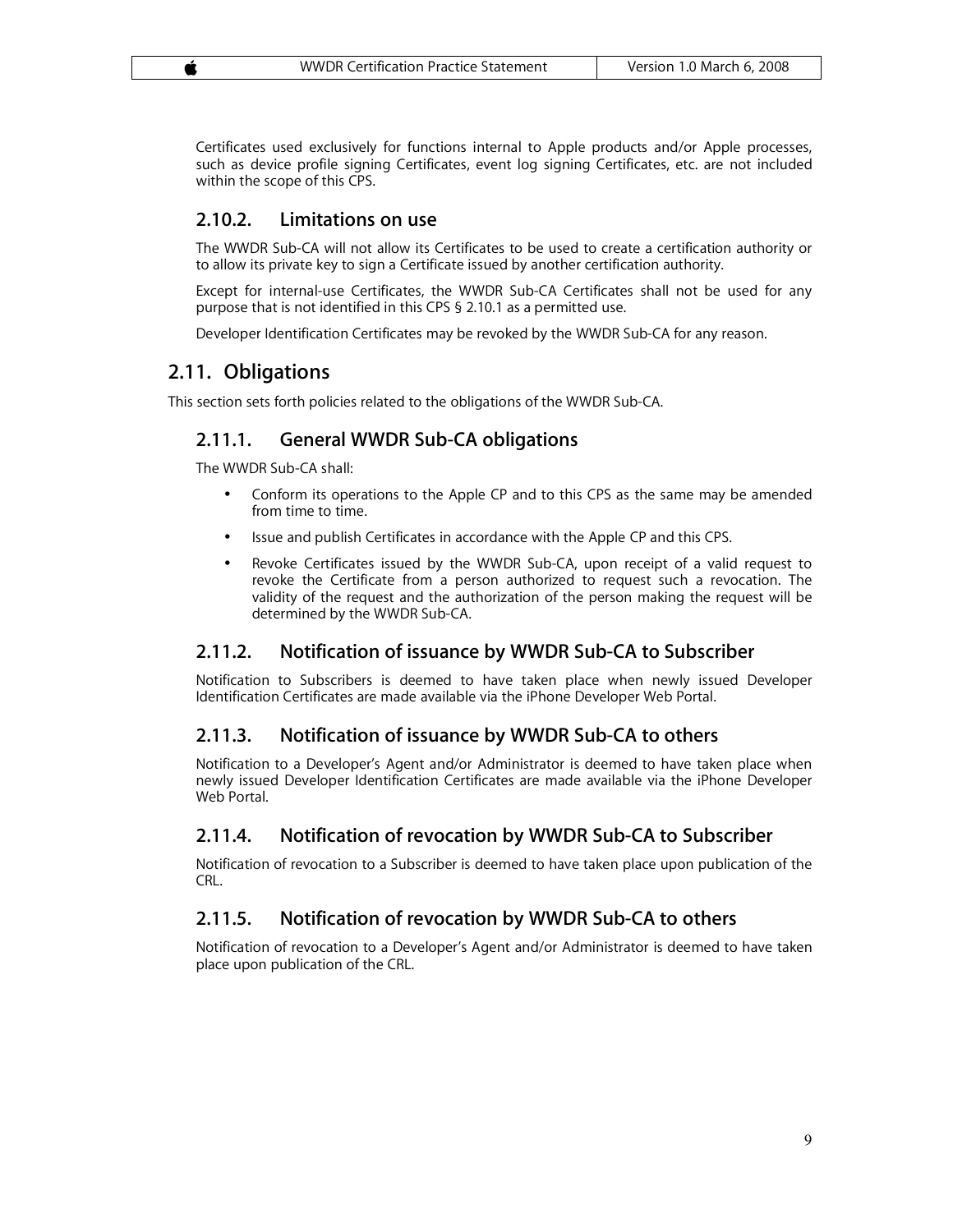Certificates used exclusively for functions internal to Apple products and/or Apple processes, such as device profile signing Certificates, event log signing Certificates, etc. are not included within the scope of this CPS.

### 2.10.2. Limitations on use

The WWDR Sub-CA will not allow its Certificates to be used to create a certification authority or to allow its private key to sign a Certificate issued by another certification authority.

Except for internal-use Certificates, the WWDR Sub-CA Certificates shall not be used for any purpose that is not identified in this CPS § 2.10.1 as a permitted use.

Developer Identification Certificates may be revoked by the WWDR Sub-CA for any reason.

## 2.11. Obligations

This section sets forth policies related to the obligations of the WWDR Sub-CA.

### 2.11.1. General WWDR Sub-CA obligations

The WWDR Sub-CA shall:

- Conform its operations to the Apple CP and to this CPS as the same may be amended from time to time.
- Issue and publish Certificates in accordance with the Apple CP and this CPS.
- Revoke Certificates issued by the WWDR Sub-CA, upon receipt of a valid request to revoke the Certificate from a person authorized to request such a revocation. The validity of the request and the authorization of the person making the request will be determined by the WWDR Sub-CA.

### 2.11.2. Notification of issuance by WWDR Sub-CA to Subscriber

Notification to Subscribers is deemed to have taken place when newly issued Developer Identification Certificates are made available via the iPhone Developer Web Portal.

### 2.11.3. Notification of issuance by WWDR Sub-CA to others

Notification to a Developer's Agent and/or Administrator is deemed to have taken place when newly issued Developer Identification Certificates are made available via the iPhone Developer Web Portal.

### 2.11.4. Notification of revocation by WWDR Sub-CA to Subscriber

Notification of revocation to a Subscriber is deemed to have taken place upon publication of the CRL.

### 2.11.5. Notification of revocation by WWDR Sub-CA to others

Notification of revocation to a Developer's Agent and/or Administrator is deemed to have taken place upon publication of the CRL.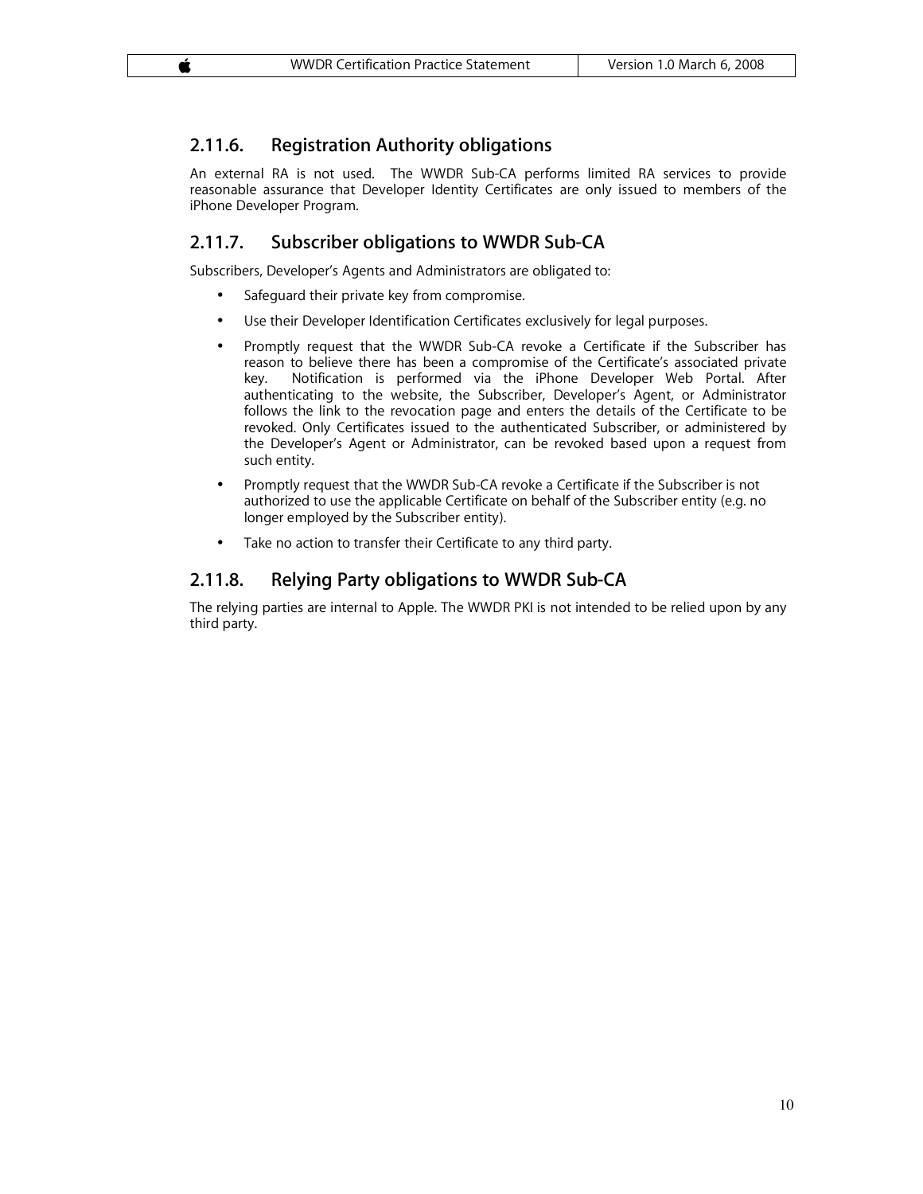### 2.11.6. Registration Authority obligations

An external RA is not used. The WWDR Sub-CA performs limited RA services to provide reasonable assurance that Developer Identity Certificates are only issued to members of the iPhone Developer Program.

### 2.11.7. Subscriber obligations to WWDR Sub-CA

Subscribers, Developer's Agents and Administrators are obligated to:

- Safeguard their private key from compromise.
- Use their Developer Identification Certificates exclusively for legal purposes.
- Promptly request that the WWDR Sub-CA revoke a Certificate if the Subscriber has reason to believe there has been a compromise of the Certificate's associated private key. Notification is performed via the iPhone Developer Web Portal. After authenticating to the website, the Subscriber, Developer's Agent, or Administrator follows the link to the revocation page and enters the details of the Certificate to be revoked. Only Certificates issued to the authenticated Subscriber, or administered by the Developer's Agent or Administrator, can be revoked based upon a request from such entity.
- Promptly request that the WWDR Sub-CA revoke a Certificate if the Subscriber is not authorized to use the applicable Certificate on behalf of the Subscriber entity (e.g. no longer employed by the Subscriber entity).
- Take no action to transfer their Certificate to any third party.

### 2.11.8. Relying Party obligations to WWDR Sub-CA

The relying parties are internal to Apple. The WWDR PKI is not intended to be relied upon by any third party.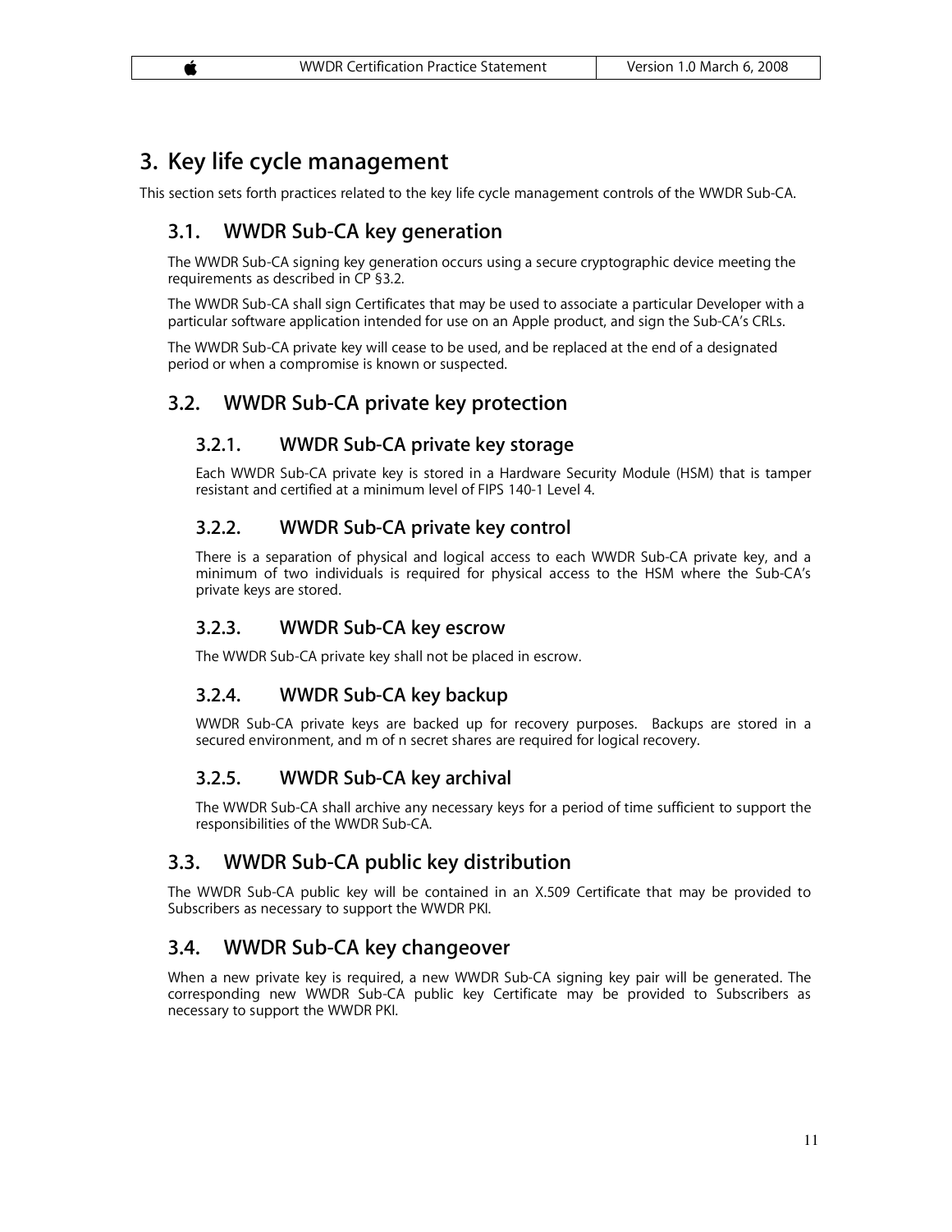# 3. Key life cycle management

This section sets forth practices related to the key life cycle management controls of the WWDR Sub-CA.

## 3.1. WWDR Sub-CA key generation

The WWDR Sub-CA signing key generation occurs using a secure cryptographic device meeting the requirements as described in CP §3.2.

The WWDR Sub-CA shall sign Certificates that may be used to associate a particular Developer with a particular software application intended for use on an Apple product, and sign the Sub-CA's CRLs.

The WWDR Sub-CA private key will cease to be used, and be replaced at the end of a designated period or when a compromise is known or suspected.

## 3.2. WWDR Sub-CA private key protection

### 3.2.1. WWDR Sub-CA private key storage

Each WWDR Sub-CA private key is stored in a Hardware Security Module (HSM) that is tamper resistant and certified at a minimum level of FIPS 140-1 Level 4.

### 3.2.2. WWDR Sub-CA private key control

There is a separation of physical and logical access to each WWDR Sub-CA private key, and a minimum of two individuals is required for physical access to the HSM where the Sub-CA's private keys are stored.

### 3.2.3. WWDR Sub-CA key escrow

The WWDR Sub-CA private key shall not be placed in escrow.

### 3.2.4. WWDR Sub-CA key backup

WWDR Sub-CA private keys are backed up for recovery purposes. Backups are stored in a secured environment, and m of n secret shares are required for logical recovery.

### 3.2.5. WWDR Sub-CA key archival

The WWDR Sub-CA shall archive any necessary keys for a period of time sufficient to support the responsibilities of the WWDR Sub-CA.

## 3.3. WWDR Sub-CA public key distribution

The WWDR Sub-CA public key will be contained in an X.509 Certificate that may be provided to Subscribers as necessary to support the WWDR PKI.

## 3.4. WWDR Sub-CA key changeover

When a new private key is required, a new WWDR Sub-CA signing key pair will be generated. The corresponding new WWDR Sub-CA public key Certificate may be provided to Subscribers as necessary to support the WWDR PKI.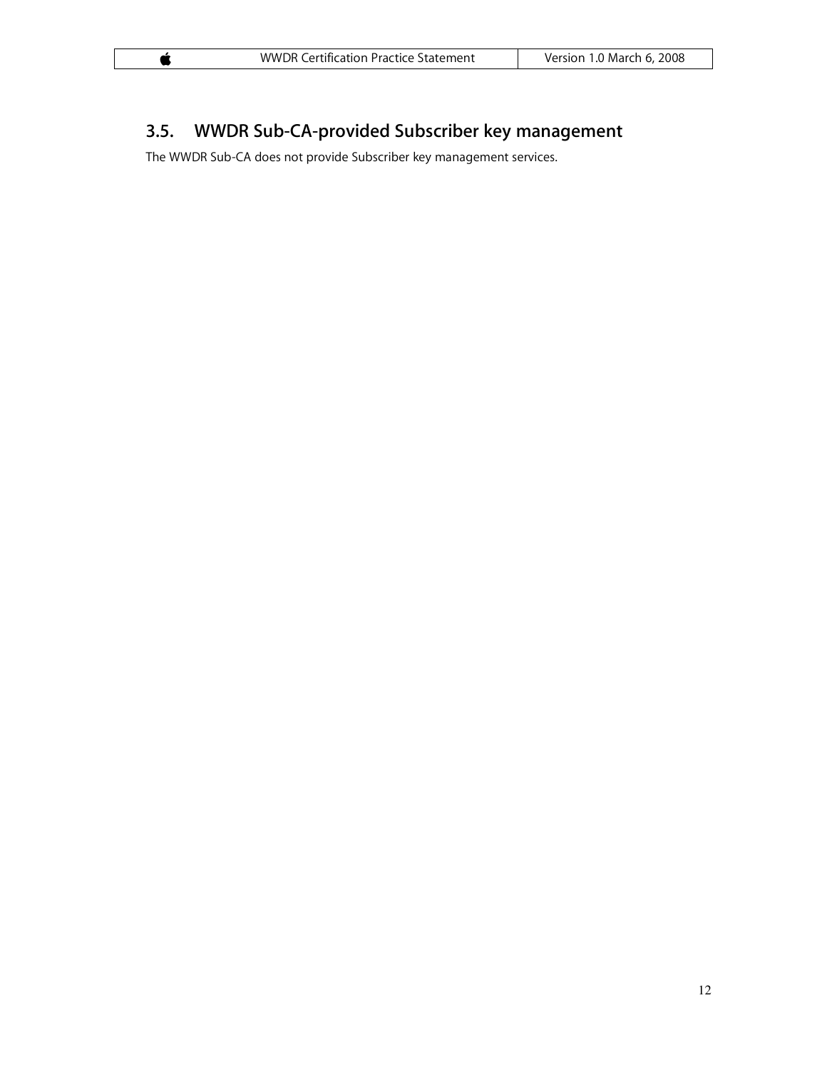## 3.5. WWDR Sub-CA-provided Subscriber key management

The WWDR Sub-CA does not provide Subscriber key management services.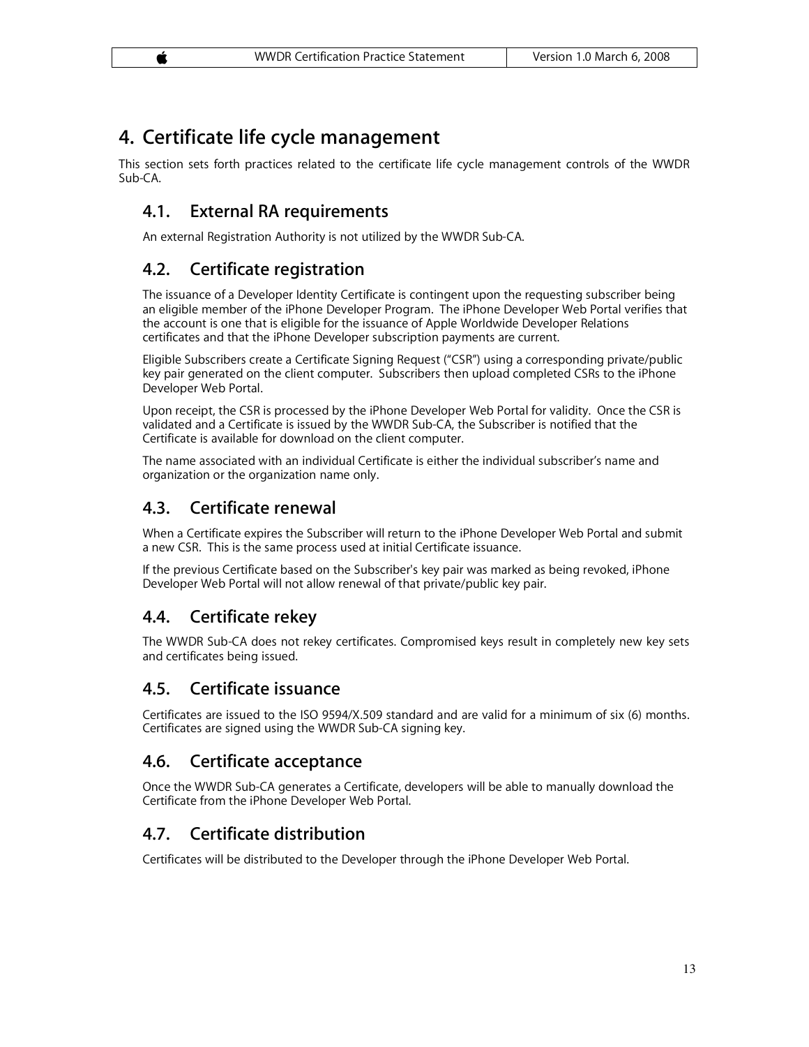# 4. Certificate life cycle management

This section sets forth practices related to the certificate life cycle management controls of the WWDR Sub-CA.

## 4.1. External RA requirements

An external Registration Authority is not utilized by the WWDR Sub-CA.

## 4.2. Certificate registration

The issuance of a Developer Identity Certificate is contingent upon the requesting subscriber being an eligible member of the iPhone Developer Program. The iPhone Developer Web Portal verifies that the account is one that is eligible for the issuance of Apple Worldwide Developer Relations certificates and that the iPhone Developer subscription payments are current.

Eligible Subscribers create a Certificate Signing Request ("CSR") using a corresponding private/public key pair generated on the client computer. Subscribers then upload completed CSRs to the iPhone Developer Web Portal.

Upon receipt, the CSR is processed by the iPhone Developer Web Portal for validity. Once the CSR is validated and a Certificate is issued by the WWDR Sub-CA, the Subscriber is notified that the Certificate is available for download on the client computer.

The name associated with an individual Certificate is either the individual subscriber's name and organization or the organization name only.

## 4.3. Certificate renewal

When a Certificate expires the Subscriber will return to the iPhone Developer Web Portal and submit a new CSR. This is the same process used at initial Certificate issuance.

If the previous Certificate based on the Subscriber's key pair was marked as being revoked, iPhone Developer Web Portal will not allow renewal of that private/public key pair.

## 4.4. Certificate rekey

The WWDR Sub-CA does not rekey certificates. Compromised keys result in completely new key sets and certificates being issued.

## 4.5. Certificate issuance

Certificates are issued to the ISO 9594/X.509 standard and are valid for a minimum of six (6) months. Certificates are signed using the WWDR Sub-CA signing key.

## 4.6. Certificate acceptance

Once the WWDR Sub-CA generates a Certificate, developers will be able to manually download the Certificate from the iPhone Developer Web Portal.

## 4.7. Certificate distribution

Certificates will be distributed to the Developer through the iPhone Developer Web Portal.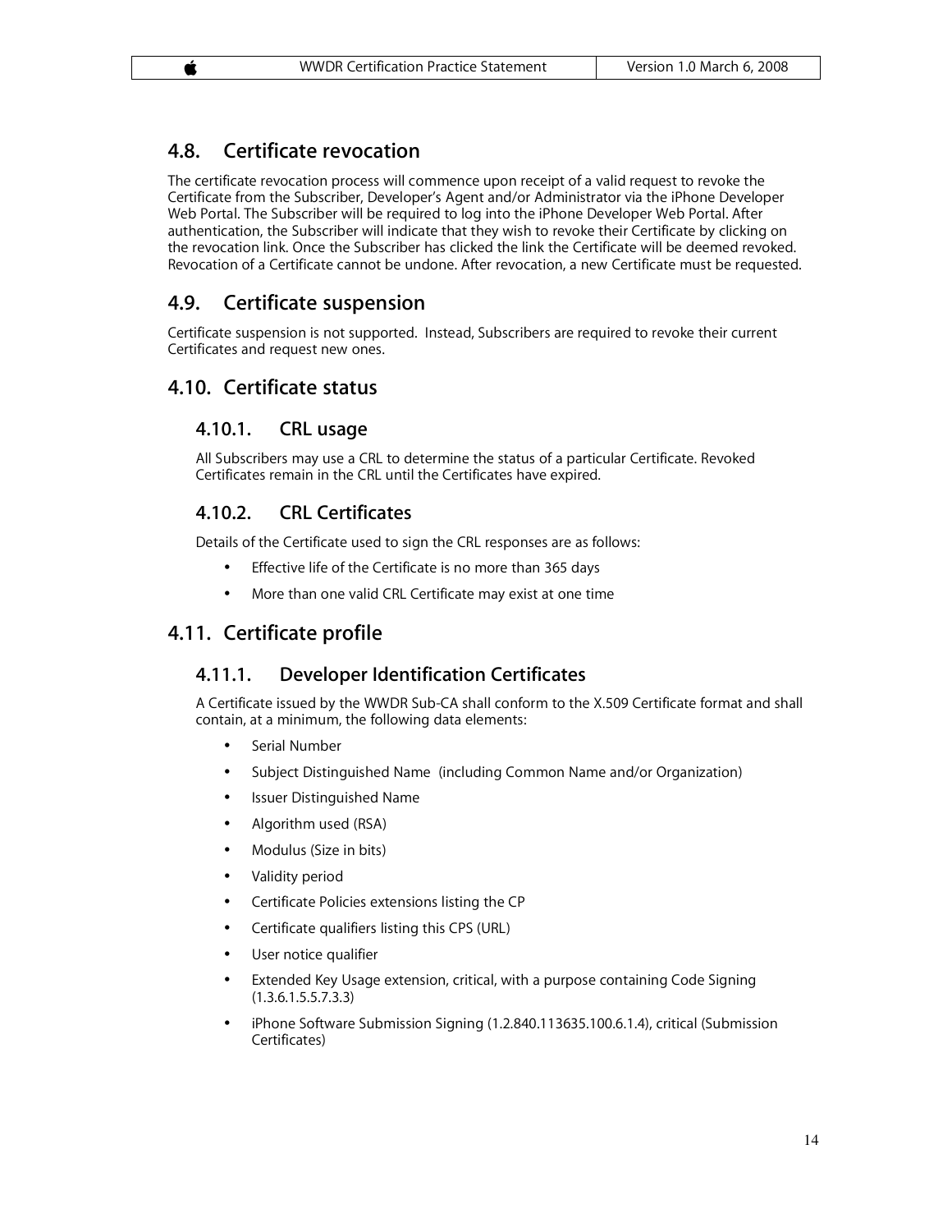## 4.8. Certificate revocation

The certificate revocation process will commence upon receipt of a valid request to revoke the Certificate from the Subscriber, Developer's Agent and/or Administrator via the iPhone Developer Web Portal. The Subscriber will be required to log into the iPhone Developer Web Portal. After authentication, the Subscriber will indicate that they wish to revoke their Certificate by clicking on the revocation link. Once the Subscriber has clicked the link the Certificate will be deemed revoked. Revocation of a Certificate cannot be undone. After revocation, a new Certificate must be requested.

## 4.9. Certificate suspension

Certificate suspension is not supported. Instead, Subscribers are required to revoke their current Certificates and request new ones.

## 4.10. Certificate status

### 4.10.1. CRL usage

All Subscribers may use a CRL to determine the status of a particular Certificate. Revoked Certificates remain in the CRL until the Certificates have expired.

### 4.10.2. CRL Certificates

Details of the Certificate used to sign the CRL responses are as follows:

- Effective life of the Certificate is no more than 365 days
- More than one valid CRL Certificate may exist at one time

## 4.11. Certificate profile

### 4.11.1. Developer Identification Certificates

A Certificate issued by the WWDR Sub-CA shall conform to the X.509 Certificate format and shall contain, at a minimum, the following data elements:

- Serial Number
- Subject Distinguished Name (including Common Name and/or Organization)
- Issuer Distinguished Name
- Algorithm used (RSA)
- Modulus (Size in bits)
- Validity period
- Certificate Policies extensions listing the CP
- Certificate qualifiers listing this CPS (URL)
- User notice qualifier
- Extended Key Usage extension, critical, with a purpose containing Code Signing (1.3.6.1.5.5.7.3.3)
- iPhone Software Submission Signing (1.2.840.113635.100.6.1.4), critical (Submission Certificates)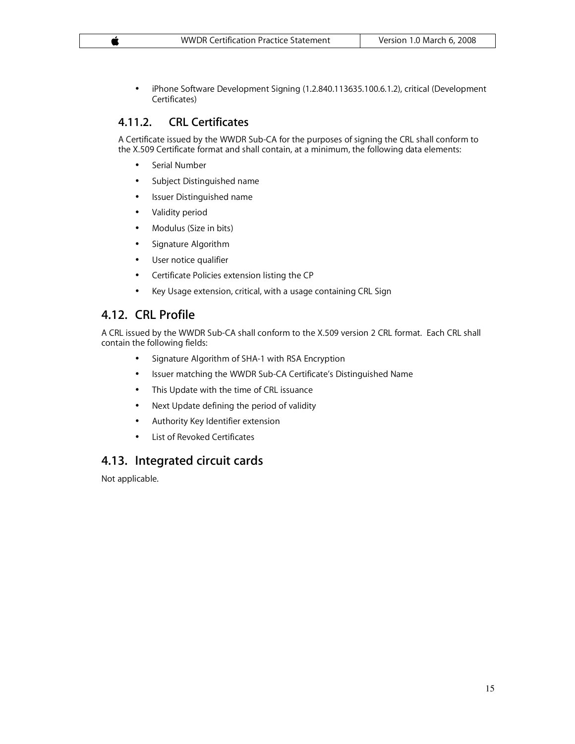- iPhone Software Development Signing (1.2.840.113635.100.6.1.2), critical (Development Certificates)

### 4.11.2. CRL Certificates

A Certificate issued by the WWDR Sub-CA for the purposes of signing the CRL shall conform to the X.509 Certificate format and shall contain, at a minimum, the following data elements:

- Serial Number
- Subject Distinguished name
- Issuer Distinguished name
- Validity period
- Modulus (Size in bits)
- Signature Algorithm
- User notice qualifier
- Certificate Policies extension listing the CP
- Key Usage extension, critical, with a usage containing CRL Sign

## 4.12. CRL Profile

A CRL issued by the WWDR Sub-CA shall conform to the X.509 version 2 CRL format. Each CRL shall contain the following fields:

- Signature Algorithm of SHA-1 with RSA Encryption
- Issuer matching the WWDR Sub-CA Certificate's Distinguished Name
- This Update with the time of CRL issuance
- Next Update defining the period of validity
- Authority Key Identifier extension
- List of Revoked Certificates

## 4.13. Integrated circuit cards

Not applicable.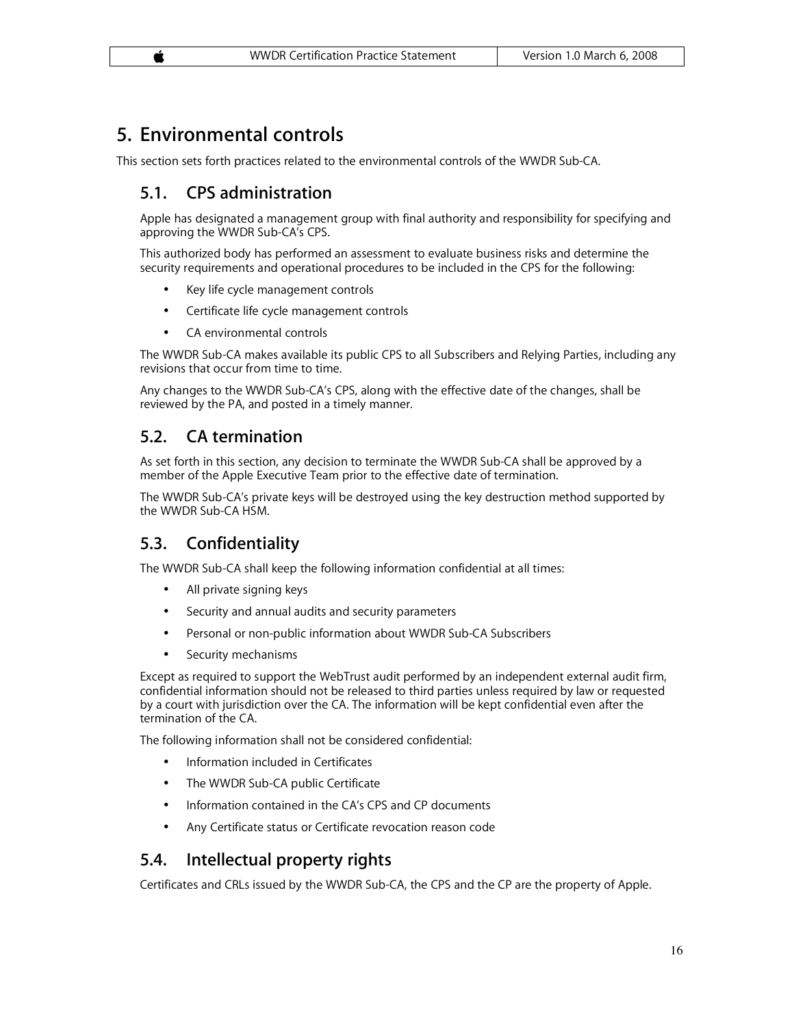# 5. Environmental controls

This section sets forth practices related to the environmental controls of the WWDR Sub-CA.

## 5.1. CPS administration

Apple has designated a management group with final authority and responsibility for specifying and approving the WWDR Sub-CA's CPS.

This authorized body has performed an assessment to evaluate business risks and determine the security requirements and operational procedures to be included in the CPS for the following:

- Key life cycle management controls
- Certificate life cycle management controls
- CA environmental controls

The WWDR Sub-CA makes available its public CPS to all Subscribers and Relying Parties, including any revisions that occur from time to time.

Any changes to the WWDR Sub-CA's CPS, along with the effective date of the changes, shall be reviewed by the PA, and posted in a timely manner.

## 5.2. CA termination

As set forth in this section, any decision to terminate the WWDR Sub-CA shall be approved by a member of the Apple Executive Team prior to the effective date of termination.

The WWDR Sub-CA's private keys will be destroyed using the key destruction method supported by the WWDR Sub-CA HSM.

## 5.3. Confidentiality

The WWDR Sub-CA shall keep the following information confidential at all times:

- All private signing keys
- Security and annual audits and security parameters
- Personal or non-public information about WWDR Sub-CA Subscribers
- Security mechanisms

Except as required to support the WebTrust audit performed by an independent external audit firm, confidential information should not be released to third parties unless required by law or requested by a court with jurisdiction over the CA. The information will be kept confidential even after the termination of the CA.

The following information shall not be considered confidential:

- Information included in Certificates
- The WWDR Sub-CA public Certificate
- Information contained in the CA's CPS and CP documents
- Any Certificate status or Certificate revocation reason code

## 5.4. Intellectual property rights

Certificates and CRLs issued by the WWDR Sub-CA, the CPS and the CP are the property of Apple.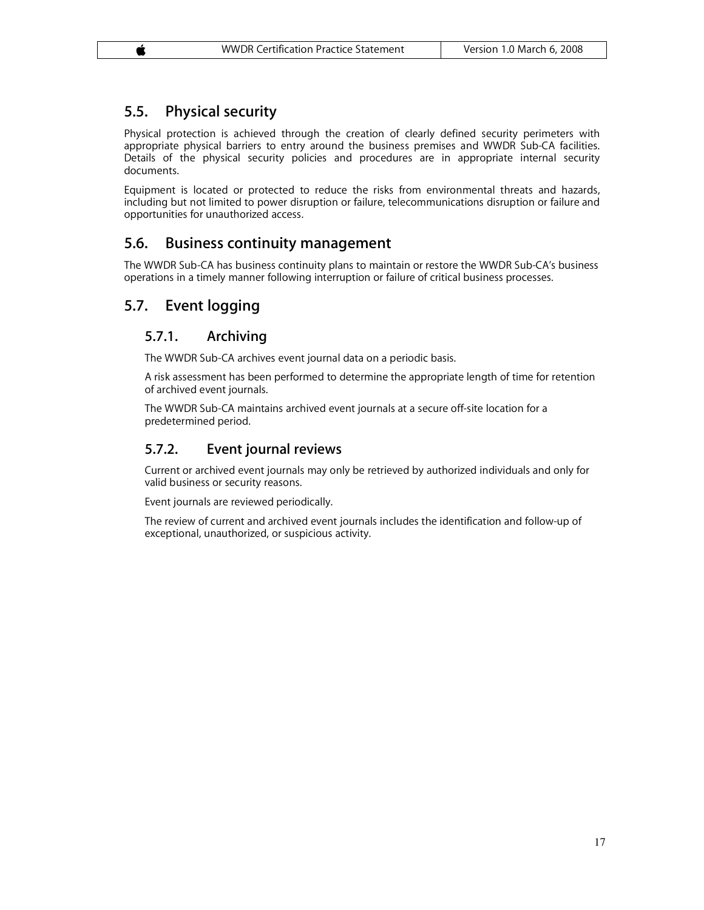## 5.5. Physical security

Physical protection is achieved through the creation of clearly defined security perimeters with appropriate physical barriers to entry around the business premises and WWDR Sub-CA facilities. Details of the physical security policies and procedures are in appropriate internal security documents.

Equipment is located or protected to reduce the risks from environmental threats and hazards, including but not limited to power disruption or failure, telecommunications disruption or failure and opportunities for unauthorized access.

## 5.6. Business continuity management

The WWDR Sub-CA has business continuity plans to maintain or restore the WWDR Sub-CA's business operations in a timely manner following interruption or failure of critical business processes.

## 5.7. Event logging

### 5.7.1. Archiving

The WWDR Sub-CA archives event journal data on a periodic basis.

A risk assessment has been performed to determine the appropriate length of time for retention of archived event journals.

The WWDR Sub-CA maintains archived event journals at a secure off-site location for a predetermined period.

### 5.7.2. Event journal reviews

Current or archived event journals may only be retrieved by authorized individuals and only for valid business or security reasons.

Event journals are reviewed periodically.

The review of current and archived event journals includes the identification and follow-up of exceptional, unauthorized, or suspicious activity.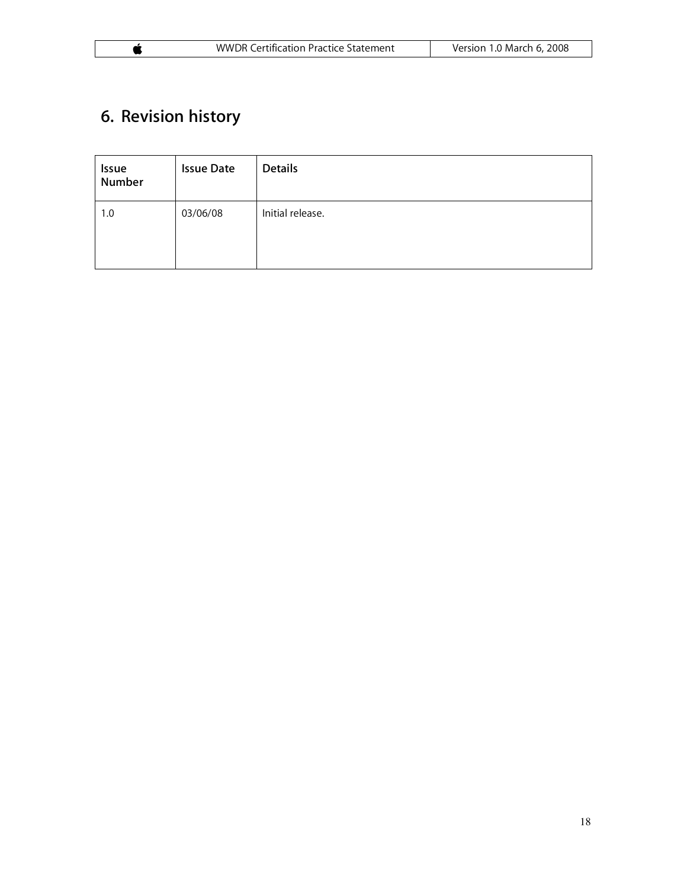# 6. Revision history

| Issue Number | Issue Date | Details |
| --- | --- | --- |
| 1.0 | 03/06/08 | Initial release. |